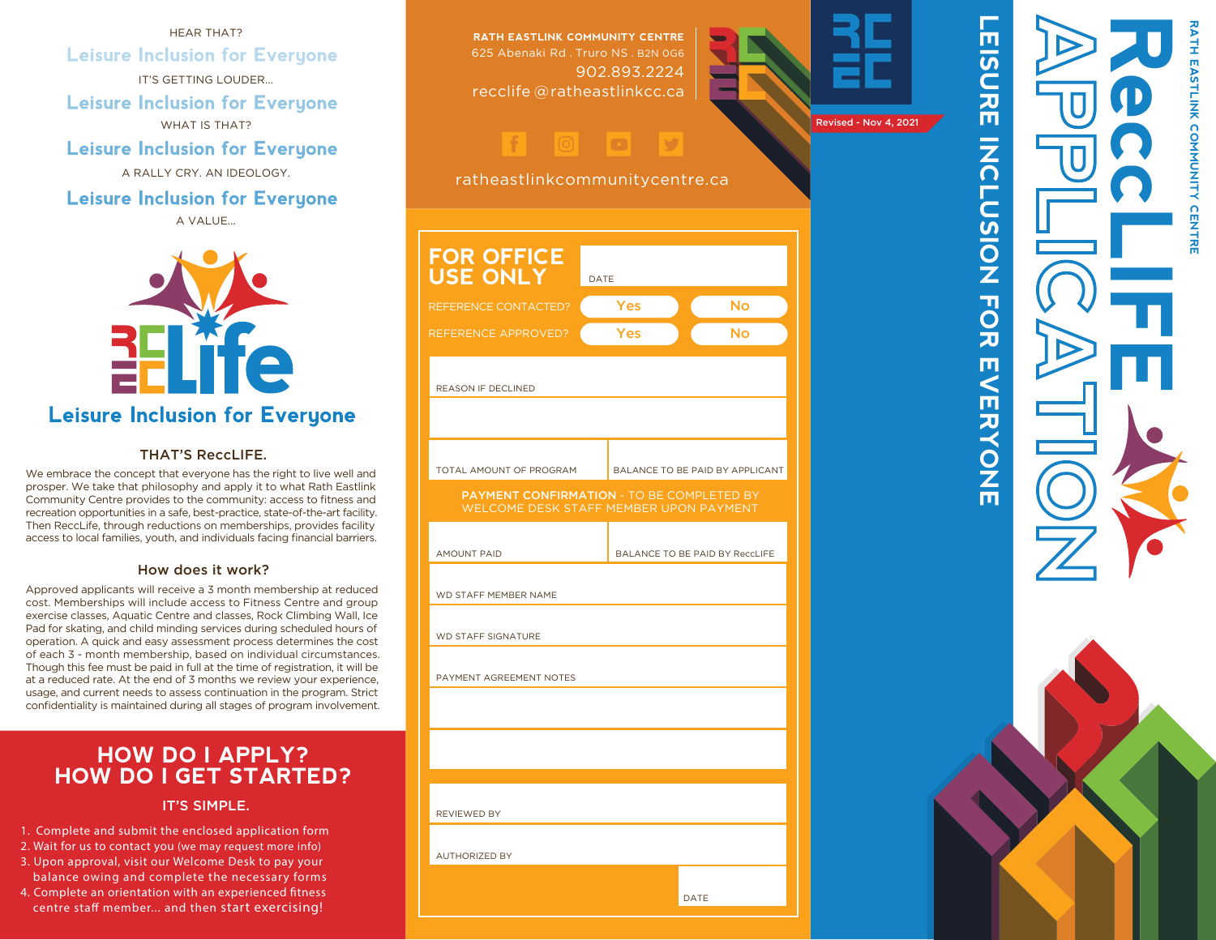HEAR THAT?

**Leisure Inclusion for Everyone**

IT'S GETTING LOUDER...

**Leisure Inclusion for Everyone**

WHAT IS THAT?

**Leisure Inclusion for Everyone**

A RALLY CRY. AN IDEOLOGY.

**Leisure Inclusion for Everyone**

A VALUE...

RECLife

**Leisure Inclusion for Everyone**

### THAT'S ReccLIFE.

We embrace the concept that everyone has the right to live well and prosper. We take that philosophy and apply it to what Rath Eastlink Community Centre provides to the community: access to fitness and recreation opportunities in a safe, best-practice, state-of-the-art facility. Then ReccLife, through reductions on memberships, provides facility access to local families, youth, and individuals facing financial barriers.

### How does it work?

Approved applicants will receive a 3 month membership at reduced cost. Memberships will include access to Fitness Centre and group exercise classes, Aquatic Centre and classes, Rock Climbing Wall, Ice Pad for skating, and child minding services during scheduled hours of operation. A quick and easy assessment process determines the cost of each 3 - month membership, based on individual circumstances. Though this fee must be paid in full at the time of registration, it will be at a reduced rate. At the end of 3 months we review your experience, usage, and current needs to assess continuation in the program. Strict confidentiality is maintained during all stages of program involvement.

## HOW DO I APPLY? HOW DO I GET STARTED?

### IT'S SIMPLE.

1. Complete and submit the enclosed application form
2. Wait for us to contact you (we may request more info)
3. Upon approval, visit our Welcome Desk to pay your balance owing and complete the necessary forms
4. Complete an orientation with an experienced fitness centre staff member... and then start exercising!

**RATH EASTLINK COMMUNITY CENTRE**
625 Abenaki Rd . Truro NS . B2N 0G6
902.893.2224
recclife @ratheastlinkcc.ca

ratheastlinkcommunitycentre.ca

## FOR OFFICE USE ONLY

DATE

REFERENCE CONTACTED? Yes No

REFERENCE APPROVED? Yes No

REASON IF DECLINED

| TOTAL AMOUNT OF PROGRAM | BALANCE TO BE PAID BY APPLICANT |
|---|---|
| | |

**PAYMENT CONFIRMATION** - TO BE COMPLETED BY WELCOME DESK STAFF MEMBER UPON PAYMENT

| AMOUNT PAID | BALANCE TO BE PAID BY ReccLIFE |
|---|---|
| | |

WD STAFF MEMBER NAME

WD STAFF SIGNATURE

PAYMENT AGREEMENT NOTES

REVIEWED BY

AUTHORIZED BY

DATE

Revised - Nov 4, 2021

RATH EASTLINK COMMUNITY CENTRE

# ReccLIFE APPLICATION

## LEISURE INCLUSION FOR EVERYONE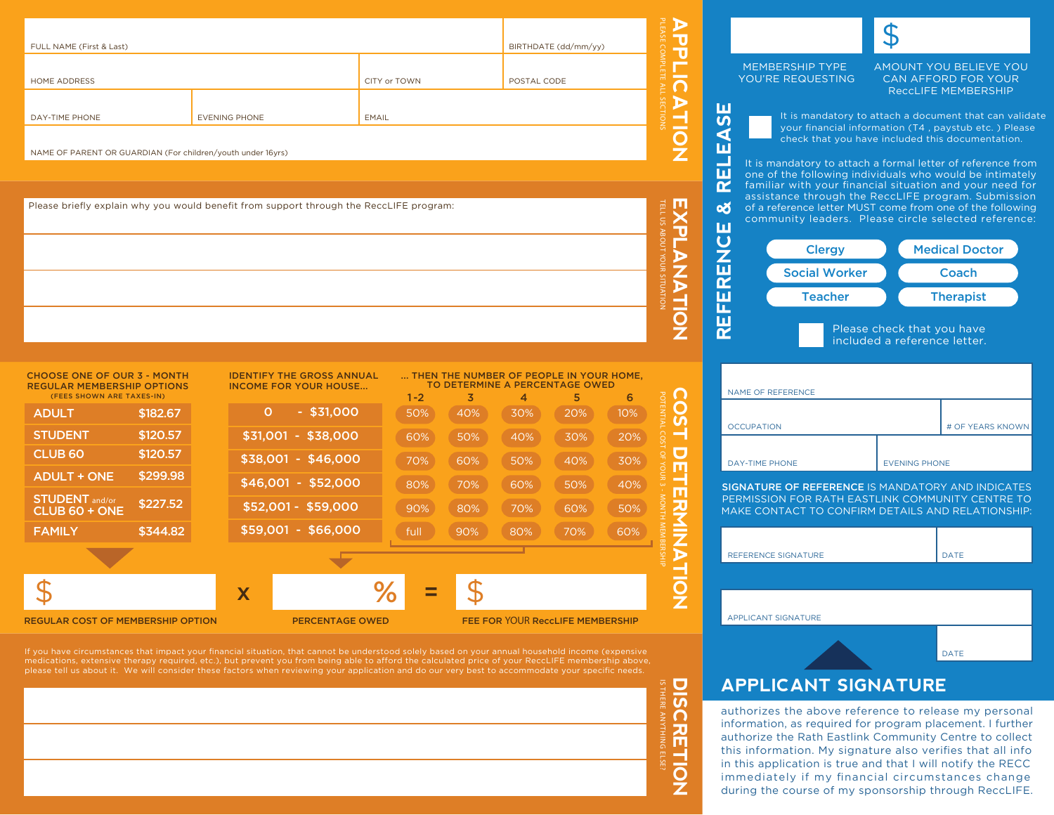## APPLICATION

PLEASE COMPLETE ALL SECTIONS

FULL NAME (First & Last)

BIRTHDATE (dd/mm/yy)

HOME ADDRESS

CITY or TOWN

POSTAL CODE

DAY-TIME PHONE

EVENING PHONE

EMAIL

NAME OF PARENT OR GUARDIAN (For children/youth under 16yrs)

## EXPLANATION

TELL US ABOUT YOUR SITUATION

Please briefly explain why you would benefit from support through the ReccLIFE program:

## COST DETERMINATION

POTENTIAL COST OF YOUR 3 - MONTH MEMBERSHIP

**CHOOSE ONE OF OUR 3 - MONTH REGULAR MEMBERSHIP OPTIONS**
(FEES SHOWN ARE TAXES-IN)

| | |
|---|---|
| ADULT | $182.67 |
| STUDENT | $120.57 |
| CLUB 60 | $120.57 |
| ADULT + ONE | $299.98 |
| STUDENT and/or CLUB 60 + ONE | $227.52 |
| FAMILY | $344.82 |

**IDENTIFY THE GROSS ANNUAL INCOME FOR YOUR HOUSE... ... THEN THE NUMBER OF PEOPLE IN YOUR HOME, TO DETERMINE A PERCENTAGE OWED**

| Gross Annual Income | 1-2 | 3 | 4 | 5 | 6 |
|---|---|---|---|---|---|
| 0 - $31,000 | 50% | 40% | 30% | 20% | 10% |
| $31,001 - $38,000 | 60% | 50% | 40% | 30% | 20% |
| $38,001 - $46,000 | 70% | 60% | 50% | 40% | 30% |
| $46,001 - $52,000 | 80% | 70% | 60% | 50% | 40% |
| $52,001 - $59,000 | 90% | 80% | 70% | 60% | 50% |
| $59,001 - $66,000 | full | 90% | 80% | 70% | 60% |

$ ______ x ______ % = $ ______

REGULAR COST OF MEMBERSHIP OPTION x PERCENTAGE OWED = FEE FOR YOUR ReccLIFE MEMBERSHIP

## DISCRETION

IS THERE ANYTHING ELSE?

If you have circumstances that impact your financial situation, that cannot be understood solely based on your annual household income (expensive medications, extensive therapy required, etc.), but prevent you from being able to afford the calculated price of your ReccLIFE membership above, please tell us about it. We will consider these factors when reviewing your application and do our very best to accommodate your specific needs.

## REFERENCE & RELEASE

MEMBERSHIP TYPE YOU'RE REQUESTING

$ AMOUNT YOU BELIEVE YOU CAN AFFORD FOR YOUR ReccLIFE MEMBERSHIP

☐ It is mandatory to attach a document that can validate your financial information (T4 , paystub etc. ) Please check that you have included this documentation.

It is mandatory to attach a formal letter of reference from one of the following individuals who would be intimately familiar with your financial situation and your need for assistance through the ReccLIFE program. Submission of a reference letter MUST come from one of the following community leaders. Please circle selected reference:

- Clergy
- Medical Doctor
- Social Worker
- Coach
- Teacher
- Therapist

☐ Please check that you have included a reference letter.

NAME OF REFERENCE

OCCUPATION

\# OF YEARS KNOWN

DAY-TIME PHONE

EVENING PHONE

**SIGNATURE OF REFERENCE** IS MANDATORY AND INDICATES PERMISSION FOR RATH EASTLINK COMMUNITY CENTRE TO MAKE CONTACT TO CONFIRM DETAILS AND RELATIONSHIP:

REFERENCE SIGNATURE

DATE

APPLICANT SIGNATURE

DATE

## APPLICANT SIGNATURE

authorizes the above reference to release my personal information, as required for program placement. I further authorize the Rath Eastlink Community Centre to collect this information. My signature also verifies that all info in this application is true and that I will notify the RECC immediately if my financial circumstances change during the course of my sponsorship through ReccLIFE.